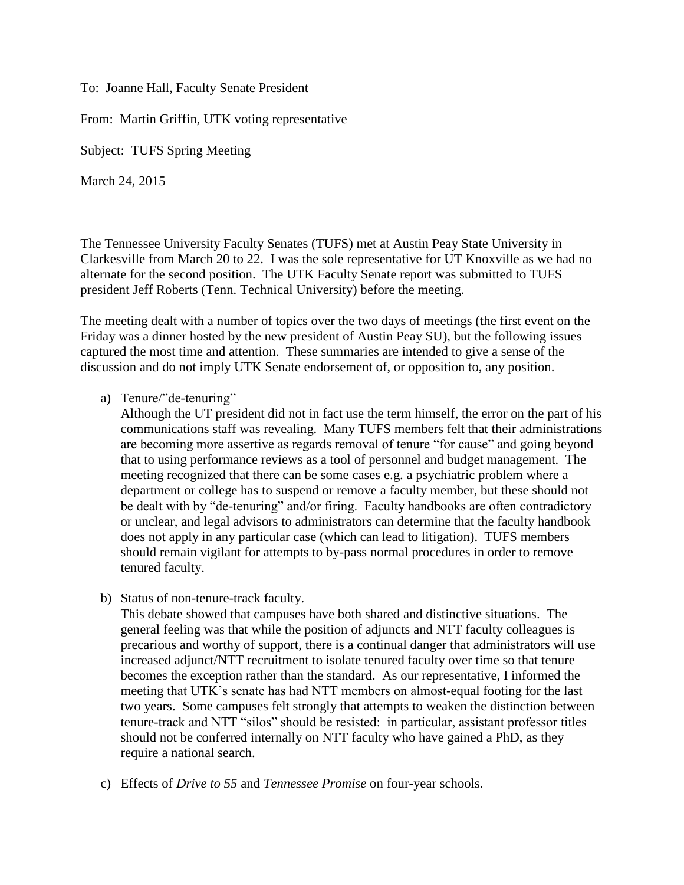To: Joanne Hall, Faculty Senate President

From: Martin Griffin, UTK voting representative

Subject: TUFS Spring Meeting

March 24, 2015

The Tennessee University Faculty Senates (TUFS) met at Austin Peay State University in Clarkesville from March 20 to 22. I was the sole representative for UT Knoxville as we had no alternate for the second position. The UTK Faculty Senate report was submitted to TUFS president Jeff Roberts (Tenn. Technical University) before the meeting.

The meeting dealt with a number of topics over the two days of meetings (the first event on the Friday was a dinner hosted by the new president of Austin Peay SU), but the following issues captured the most time and attention. These summaries are intended to give a sense of the discussion and do not imply UTK Senate endorsement of, or opposition to, any position.

a) Tenure/"de-tenuring"

   Although the UT president did not in fact use the term himself, the error on the part of his communications staff was revealing. Many TUFS members felt that their administrations are becoming more assertive as regards removal of tenure "for cause" and going beyond that to using performance reviews as a tool of personnel and budget management. The meeting recognized that there can be some cases e.g. a psychiatric problem where a department or college has to suspend or remove a faculty member, but these should not be dealt with by "de-tenuring" and/or firing. Faculty handbooks are often contradictory or unclear, and legal advisors to administrators can determine that the faculty handbook does not apply in any particular case (which can lead to litigation). TUFS members should remain vigilant for attempts to by-pass normal procedures in order to remove tenured faculty.

b) Status of non-tenure-track faculty.

   This debate showed that campuses have both shared and distinctive situations. The general feeling was that while the position of adjuncts and NTT faculty colleagues is precarious and worthy of support, there is a continual danger that administrators will use increased adjunct/NTT recruitment to isolate tenured faculty over time so that tenure becomes the exception rather than the standard. As our representative, I informed the meeting that UTK's senate has had NTT members on almost-equal footing for the last two years. Some campuses felt strongly that attempts to weaken the distinction between tenure-track and NTT "silos" should be resisted: in particular, assistant professor titles should not be conferred internally on NTT faculty who have gained a PhD, as they require a national search.

c) Effects of *Drive to 55* and *Tennessee Promise* on four-year schools.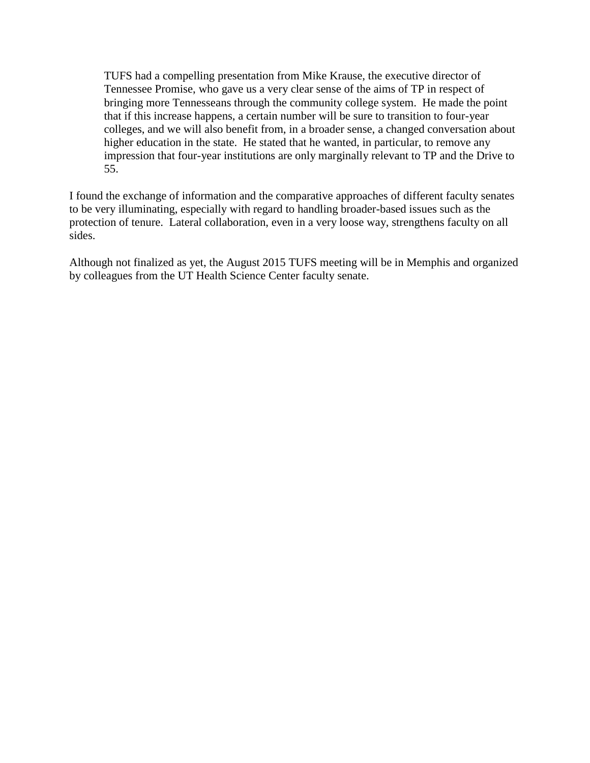> TUFS had a compelling presentation from Mike Krause, the executive director of Tennessee Promise, who gave us a very clear sense of the aims of TP in respect of bringing more Tennesseans through the community college system. He made the point that if this increase happens, a certain number will be sure to transition to four-year colleges, and we will also benefit from, in a broader sense, a changed conversation about higher education in the state. He stated that he wanted, in particular, to remove any impression that four-year institutions are only marginally relevant to TP and the Drive to 55.

I found the exchange of information and the comparative approaches of different faculty senates to be very illuminating, especially with regard to handling broader-based issues such as the protection of tenure. Lateral collaboration, even in a very loose way, strengthens faculty on all sides.

Although not finalized as yet, the August 2015 TUFS meeting will be in Memphis and organized by colleagues from the UT Health Science Center faculty senate.